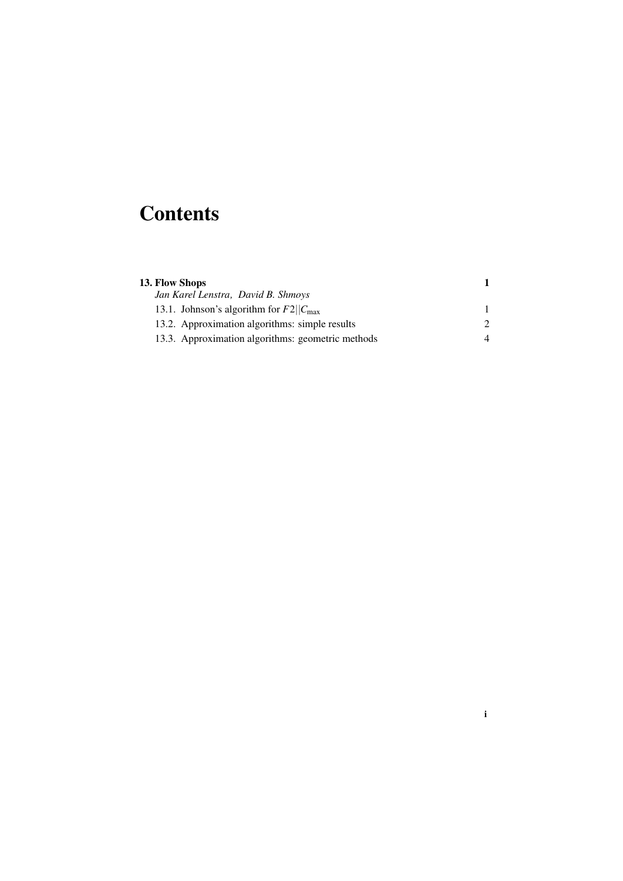# Contents

**13. Flow Shops** **1**

*Jan Karel Lenstra, David B. Shmoys*

13.1. Johnson's algorithm for $F2||C_{\max}$ 1

13.2. Approximation algorithms: simple results 2

13.3. Approximation algorithms: geometric methods 4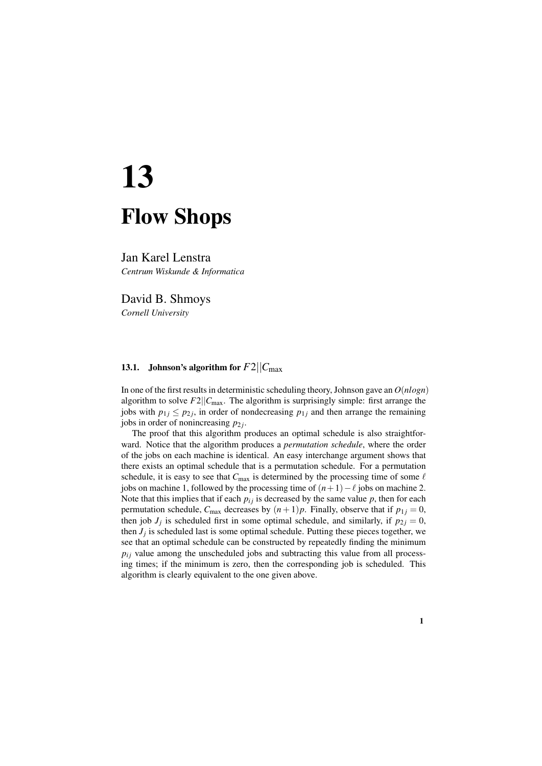# 13

# Flow Shops

Jan Karel Lenstra
*Centrum Wiskunde & Informatica*

David B. Shmoys
*Cornell University*

### 13.1. Johnson's algorithm for $F2||C_{\max}$

In one of the first results in deterministic scheduling theory, Johnson gave an $O(n \log n)$ algorithm to solve $F2||C_{\max}$. The algorithm is surprisingly simple: first arrange the jobs with $p_{1j} \leq p_{2j}$, in order of nondecreasing $p_{1j}$ and then arrange the remaining jobs in order of nonincreasing $p_{2j}$.

The proof that this algorithm produces an optimal schedule is also straightforward. Notice that the algorithm produces a *permutation schedule*, where the order of the jobs on each machine is identical. An easy interchange argument shows that there exists an optimal schedule that is a permutation schedule. For a permutation schedule, it is easy to see that $C_{\max}$ is determined by the processing time of some $\ell$ jobs on machine 1, followed by the processing time of $(n+1)-\ell$ jobs on machine 2. Note that this implies that if each $p_{ij}$ is decreased by the same value $p$, then for each permutation schedule, $C_{\max}$ decreases by $(n+1)p$. Finally, observe that if $p_{1j} = 0$, then job $J_j$ is scheduled first in some optimal schedule, and similarly, if $p_{2j} = 0$, then $J_j$ is scheduled last is some optimal schedule. Putting these pieces together, we see that an optimal schedule can be constructed by repeatedly finding the minimum $p_{ij}$ value among the unscheduled jobs and subtracting this value from all processing times; if the minimum is zero, then the corresponding job is scheduled. This algorithm is clearly equivalent to the one given above.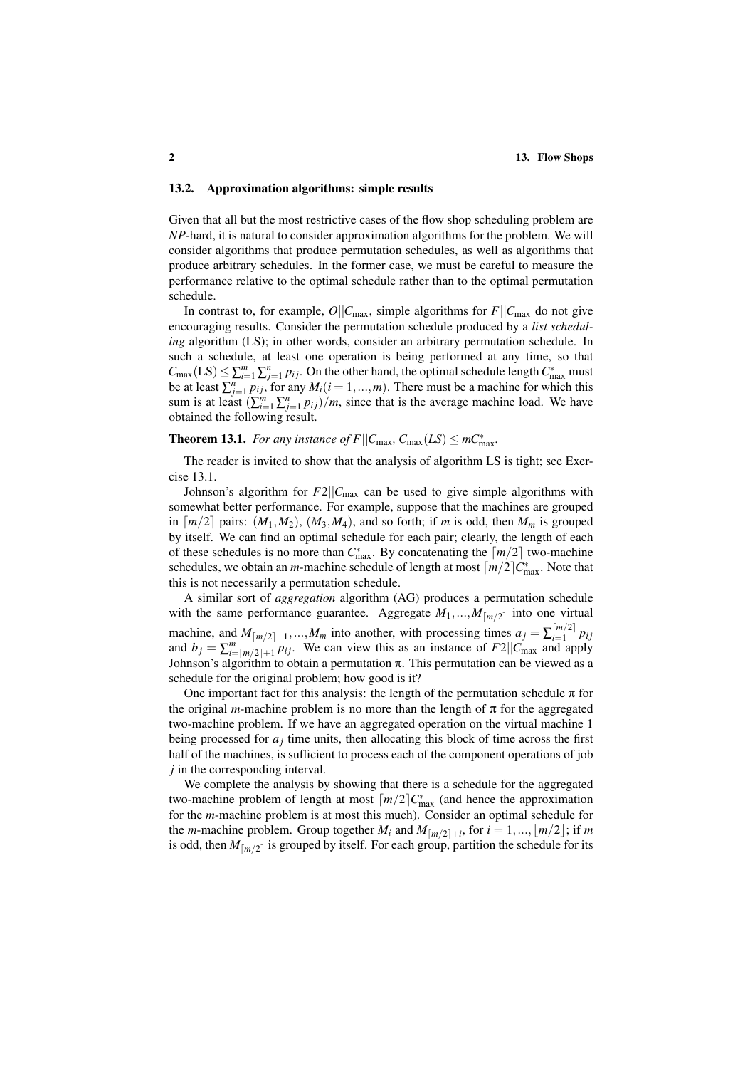## 13.2. Approximation algorithms: simple results

Given that all but the most restrictive cases of the flow shop scheduling problem are *NP*-hard, it is natural to consider approximation algorithms for the problem. We will consider algorithms that produce permutation schedules, as well as algorithms that produce arbitrary schedules. In the former case, we must be careful to measure the performance relative to the optimal schedule rather than to the optimal permutation schedule.

In contrast to, for example, $O||C_{\max}$, simple algorithms for $F||C_{\max}$ do not give encouraging results. Consider the permutation schedule produced by a *list scheduling* algorithm (LS); in other words, consider an arbitrary permutation schedule. In such a schedule, at least one operation is being performed at any time, so that $C_{\max}(\mathrm{LS}) \leq \sum_{i=1}^{m} \sum_{j=1}^{n} p_{ij}$. On the other hand, the optimal schedule length $C^*_{\max}$ must be at least $\sum_{j=1}^{n} p_{ij}$, for any $M_i (i = 1, ..., m)$. There must be a machine for which this sum is at least $(\sum_{i=1}^{m} \sum_{j=1}^{n} p_{ij})/m$, since that is the average machine load. We have obtained the following result.

**Theorem 13.1.** *For any instance of $F||C_{\max}$, $C_{\max}(LS) \leq mC^*_{\max}$.*

The reader is invited to show that the analysis of algorithm LS is tight; see Exercise 13.1.

Johnson's algorithm for $F2||C_{\max}$ can be used to give simple algorithms with somewhat better performance. For example, suppose that the machines are grouped in $\lceil m/2 \rceil$ pairs: $(M_1, M_2)$, $(M_3, M_4)$, and so forth; if $m$ is odd, then $M_m$ is grouped by itself. We can find an optimal schedule for each pair; clearly, the length of each of these schedules is no more than $C^*_{\max}$. By concatenating the $\lceil m/2 \rceil$ two-machine schedules, we obtain an $m$-machine schedule of length at most $\lceil m/2 \rceil C^*_{\max}$. Note that this is not necessarily a permutation schedule.

A similar sort of *aggregation* algorithm (AG) produces a permutation schedule with the same performance guarantee. Aggregate $M_1, ..., M_{\lceil m/2 \rceil}$ into one virtual machine, and $M_{\lceil m/2 \rceil+1}, ..., M_m$ into another, with processing times $a_j = \sum_{i=1}^{\lceil m/2 \rceil} p_{ij}$ and $b_j = \sum_{i=\lceil m/2 \rceil+1}^{m} p_{ij}$. We can view this as an instance of $F2||C_{\max}$ and apply Johnson's algorithm to obtain a permutation $\pi$. This permutation can be viewed as a schedule for the original problem; how good is it?

One important fact for this analysis: the length of the permutation schedule $\pi$ for the original $m$-machine problem is no more than the length of $\pi$ for the aggregated two-machine problem. If we have an aggregated operation on the virtual machine 1 being processed for $a_j$ time units, then allocating this block of time across the first half of the machines, is sufficient to process each of the component operations of job $j$ in the corresponding interval.

We complete the analysis by showing that there is a schedule for the aggregated two-machine problem of length at most $\lceil m/2 \rceil C^*_{\max}$ (and hence the approximation for the $m$-machine problem is at most this much). Consider an optimal schedule for the $m$-machine problem. Group together $M_i$ and $M_{\lceil m/2 \rceil+i}$, for $i = 1, ..., \lfloor m/2 \rfloor$; if $m$ is odd, then $M_{\lceil m/2 \rceil}$ is grouped by itself. For each group, partition the schedule for its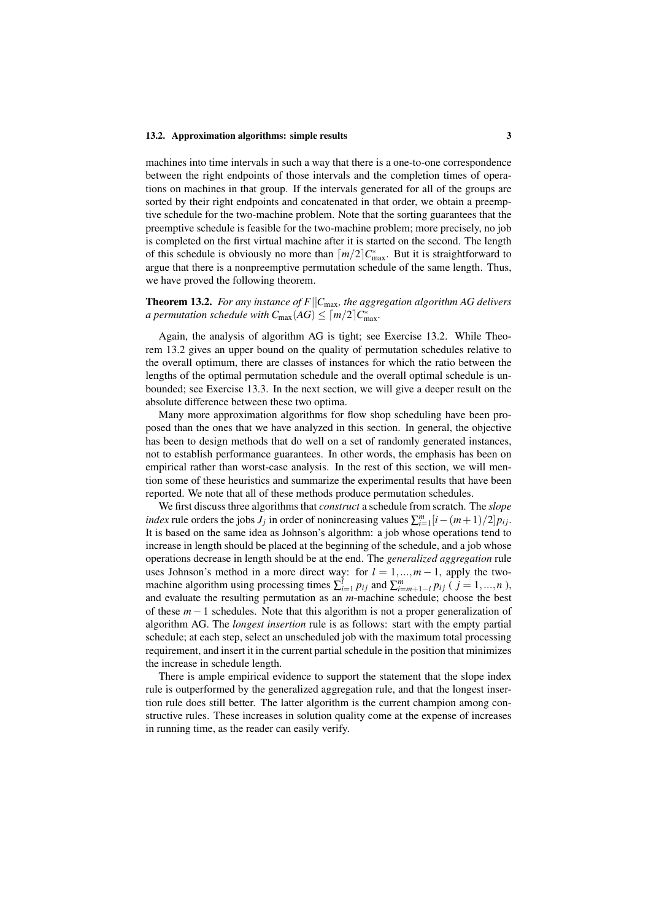machines into time intervals in such a way that there is a one-to-one correspondence between the right endpoints of those intervals and the completion times of operations on machines in that group. If the intervals generated for all of the groups are sorted by their right endpoints and concatenated in that order, we obtain a preemptive schedule for the two-machine problem. Note that the sorting guarantees that the preemptive schedule is feasible for the two-machine problem; more precisely, no job is completed on the first virtual machine after it is started on the second. The length of this schedule is obviously no more than $\lceil m/2 \rceil C^*_{\max}$. But it is straightforward to argue that there is a nonpreemptive permutation schedule of the same length. Thus, we have proved the following theorem.

**Theorem 13.2.** *For any instance of $F||C_{\max}$, the aggregation algorithm AG delivers a permutation schedule with $C_{\max}(AG) \leq \lceil m/2 \rceil C^*_{\max}$.*

Again, the analysis of algorithm AG is tight; see Exercise 13.2. While Theorem 13.2 gives an upper bound on the quality of permutation schedules relative to the overall optimum, there are classes of instances for which the ratio between the lengths of the optimal permutation schedule and the overall optimal schedule is unbounded; see Exercise 13.3. In the next section, we will give a deeper result on the absolute difference between these two optima.

Many more approximation algorithms for flow shop scheduling have been proposed than the ones that we have analyzed in this section. In general, the objective has been to design methods that do well on a set of randomly generated instances, not to establish performance guarantees. In other words, the emphasis has been on empirical rather than worst-case analysis. In the rest of this section, we will mention some of these heuristics and summarize the experimental results that have been reported. We note that all of these methods produce permutation schedules.

We first discuss three algorithms that *construct* a schedule from scratch. The *slope index* rule orders the jobs $J_j$ in order of nonincreasing values $\sum_{i=1}^{m}[i-(m+1)/2]p_{ij}$. It is based on the same idea as Johnson's algorithm: a job whose operations tend to increase in length should be placed at the beginning of the schedule, and a job whose operations decrease in length should be at the end. The *generalized aggregation* rule uses Johnson's method in a more direct way: for $l = 1, ..., m-1$, apply the two-machine algorithm using processing times $\sum_{i=1}^{l} p_{ij}$ and $\sum_{i=m+1-l}^{m} p_{ij}$ ( $j = 1, ..., n$ ), and evaluate the resulting permutation as an $m$-machine schedule; choose the best of these $m-1$ schedules. Note that this algorithm is not a proper generalization of algorithm AG. The *longest insertion* rule is as follows: start with the empty partial schedule; at each step, select an unscheduled job with the maximum total processing requirement, and insert it in the current partial schedule in the position that minimizes the increase in schedule length.

There is ample empirical evidence to support the statement that the slope index rule is outperformed by the generalized aggregation rule, and that the longest insertion rule does still better. The latter algorithm is the current champion among constructive rules. These increases in solution quality come at the expense of increases in running time, as the reader can easily verify.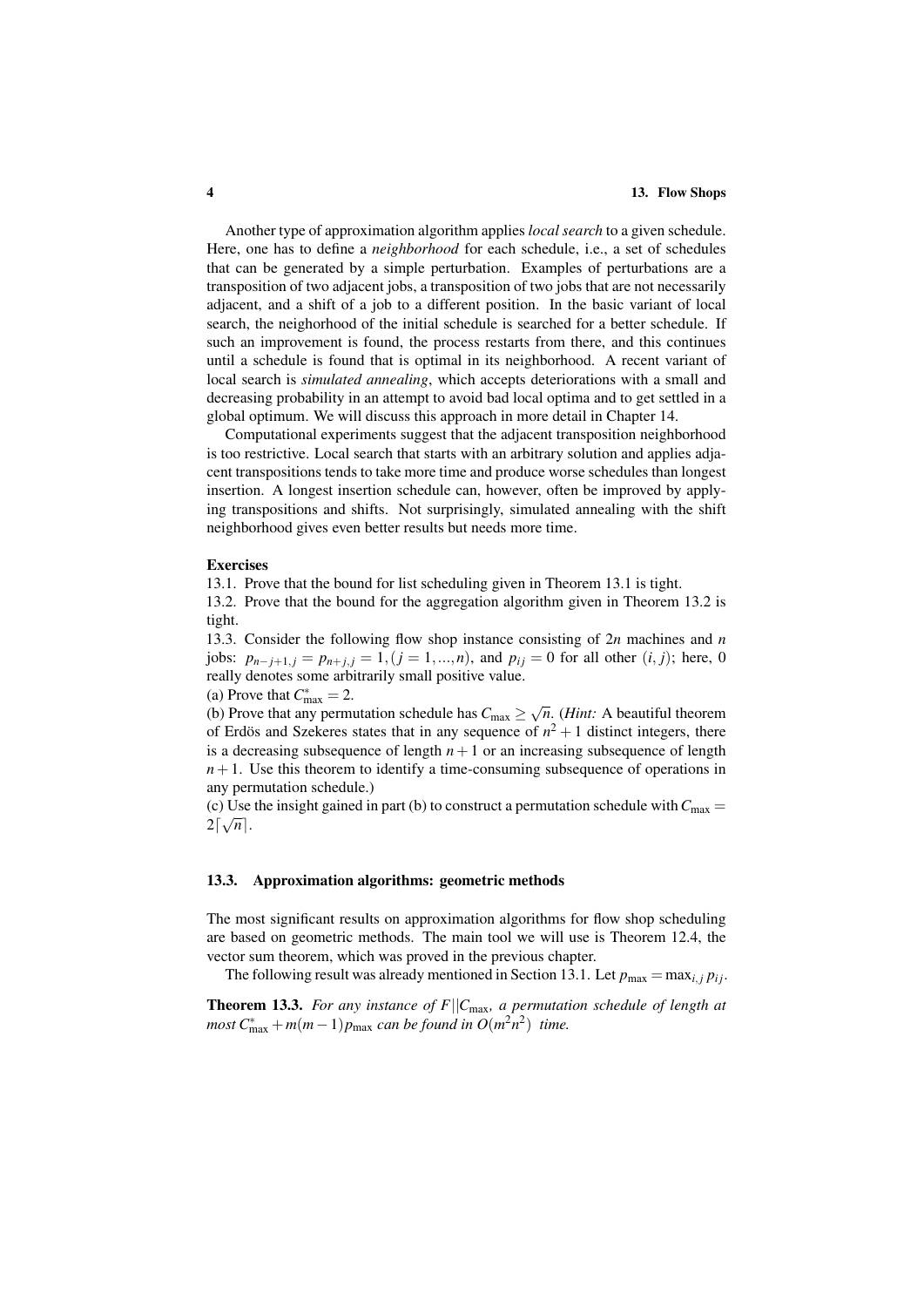Another type of approximation algorithm applies *local search* to a given schedule. Here, one has to define a *neighborhood* for each schedule, i.e., a set of schedules that can be generated by a simple perturbation. Examples of perturbations are a transposition of two adjacent jobs, a transposition of two jobs that are not necessarily adjacent, and a shift of a job to a different position. In the basic variant of local search, the neighorhood of the initial schedule is searched for a better schedule. If such an improvement is found, the process restarts from there, and this continues until a schedule is found that is optimal in its neighborhood. A recent variant of local search is *simulated annealing*, which accepts deteriorations with a small and decreasing probability in an attempt to avoid bad local optima and to get settled in a global optimum. We will discuss this approach in more detail in Chapter 14.

Computational experiments suggest that the adjacent transposition neighborhood is too restrictive. Local search that starts with an arbitrary solution and applies adjacent transpositions tends to take more time and produce worse schedules than longest insertion. A longest insertion schedule can, however, often be improved by applying transpositions and shifts. Not surprisingly, simulated annealing with the shift neighborhood gives even better results but needs more time.

**Exercises**

13.1. Prove that the bound for list scheduling given in Theorem 13.1 is tight.

13.2. Prove that the bound for the aggregation algorithm given in Theorem 13.2 is tight.

13.3. Consider the following flow shop instance consisting of $2n$ machines and $n$ jobs: $p_{n-j+1,j} = p_{n+j,j} = 1, (j = 1, ..., n)$, and $p_{ij} = 0$ for all other $(i, j)$; here, 0 really denotes some arbitrarily small positive value.

(a) Prove that $C^*_{\max} = 2$.

(b) Prove that any permutation schedule has $C_{\max} \geq \sqrt{n}$. (*Hint:* A beautiful theorem of Erdös and Szekeres states that in any sequence of $n^2 + 1$ distinct integers, there is a decreasing subsequence of length $n + 1$ or an increasing subsequence of length $n + 1$. Use this theorem to identify a time-consuming subsequence of operations in any permutation schedule.)

(c) Use the insight gained in part (b) to construct a permutation schedule with $C_{\max} = 2\lceil\sqrt{n}\rceil$.

## 13.3. Approximation algorithms: geometric methods

The most significant results on approximation algorithms for flow shop scheduling are based on geometric methods. The main tool we will use is Theorem 12.4, the vector sum theorem, which was proved in the previous chapter.

The following result was already mentioned in Section 13.1. Let $p_{\max} = \max_{i,j} p_{ij}$.

**Theorem 13.3.** *For any instance of $F||C_{\max}$, a permutation schedule of length at most $C^*_{\max} + m(m-1)p_{\max}$ can be found in $O(m^2n^2)$ time.*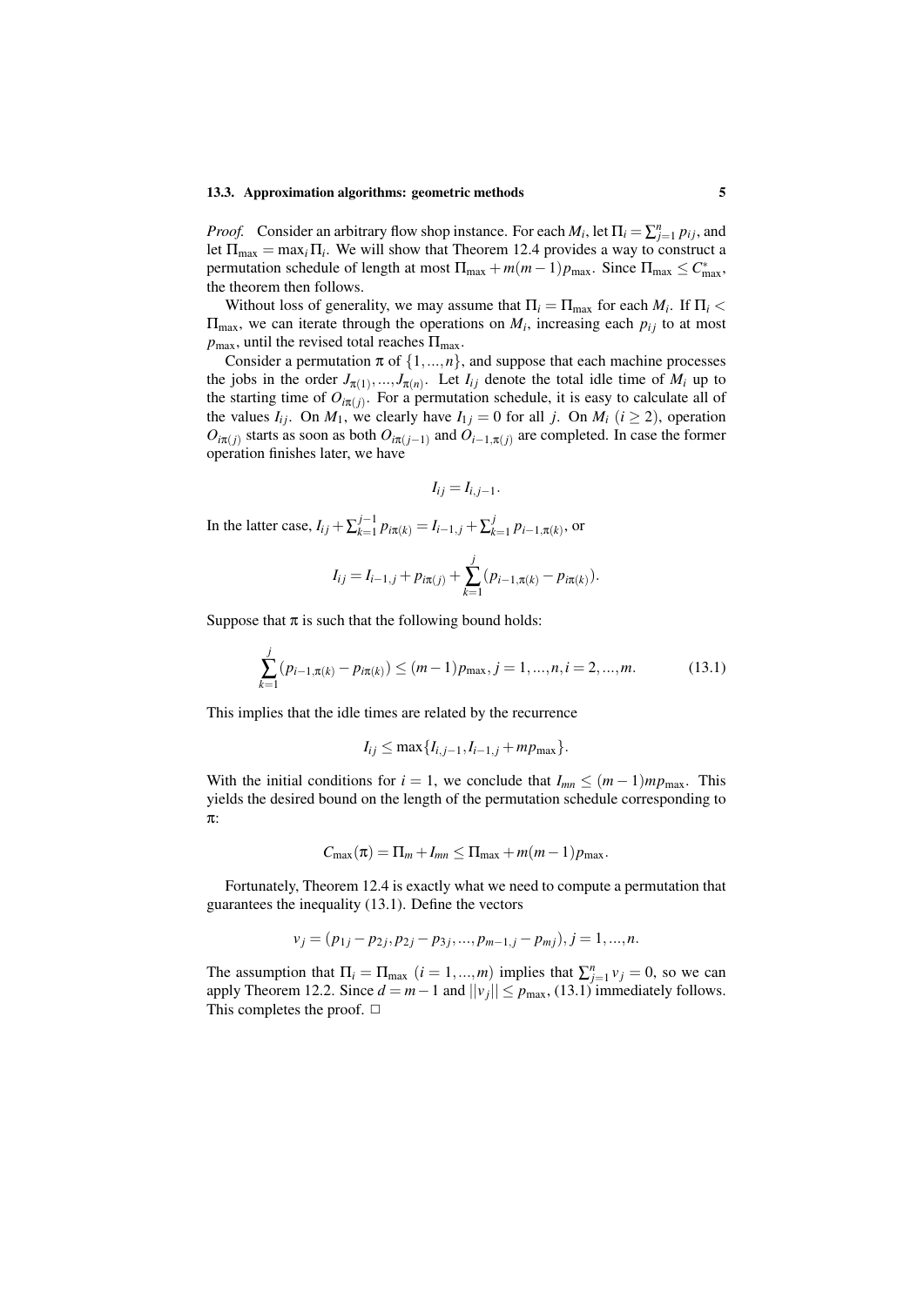*Proof.* Consider an arbitrary flow shop instance. For each $M_i$, let $\Pi_i = \sum_{j=1}^{n} p_{ij}$, and let $\Pi_{\max} = \max_i \Pi_i$. We will show that Theorem 12.4 provides a way to construct a permutation schedule of length at most $\Pi_{\max} + m(m-1)p_{\max}$. Since $\Pi_{\max} \leq C^*_{\max}$, the theorem then follows.

Without loss of generality, we may assume that $\Pi_i = \Pi_{\max}$ for each $M_i$. If $\Pi_i < \Pi_{\max}$, we can iterate through the operations on $M_i$, increasing each $p_{ij}$ to at most $p_{\max}$, until the revised total reaches $\Pi_{\max}$.

Consider a permutation $\pi$ of $\{1,...,n\}$, and suppose that each machine processes the jobs in the order $J_{\pi(1)},...,J_{\pi(n)}$. Let $I_{ij}$ denote the total idle time of $M_i$ up to the starting time of $O_{i\pi(j)}$. For a permutation schedule, it is easy to calculate all of the values $I_{ij}$. On $M_1$, we clearly have $I_{1j} = 0$ for all $j$. On $M_i$ $(i \geq 2)$, operation $O_{i\pi(j)}$ starts as soon as both $O_{i\pi(j-1)}$ and $O_{i-1,\pi(j)}$ are completed. In case the former operation finishes later, we have

$$I_{ij} = I_{i,j-1}.$$

In the latter case, $I_{ij} + \sum_{k=1}^{j-1} p_{i\pi(k)} = I_{i-1,j} + \sum_{k=1}^{j} p_{i-1,\pi(k)}$, or

$$I_{ij} = I_{i-1,j} + p_{i\pi(j)} + \sum_{k=1}^{j} (p_{i-1,\pi(k)} - p_{i\pi(k)}).$$

Suppose that $\pi$ is such that the following bound holds:

$$\sum_{k=1}^{j} (p_{i-1,\pi(k)} - p_{i\pi(k)}) \leq (m-1)p_{\max}, j = 1,...,n, i = 2,...,m. \tag{13.1}$$

This implies that the idle times are related by the recurrence

$$I_{ij} \leq \max\{I_{i,j-1}, I_{i-1,j} + mp_{\max}\}.$$

With the initial conditions for $i = 1$, we conclude that $I_{mn} \leq (m-1)mp_{\max}$. This yields the desired bound on the length of the permutation schedule corresponding to $\pi$:

$$C_{\max}(\pi) = \Pi_m + I_{mn} \leq \Pi_{\max} + m(m-1)p_{\max}.$$

Fortunately, Theorem 12.4 is exactly what we need to compute a permutation that guarantees the inequality (13.1). Define the vectors

$$v_j = (p_{1j} - p_{2j}, p_{2j} - p_{3j}, ..., p_{m-1,j} - p_{mj}), j = 1,...,n.$$

The assumption that $\Pi_i = \Pi_{\max}$ $(i = 1,...,m)$ implies that $\sum_{j=1}^{n} v_j = 0$, so we can apply Theorem 12.2. Since $d = m-1$ and $||v_j|| \leq p_{\max}$, (13.1) immediately follows. This completes the proof. □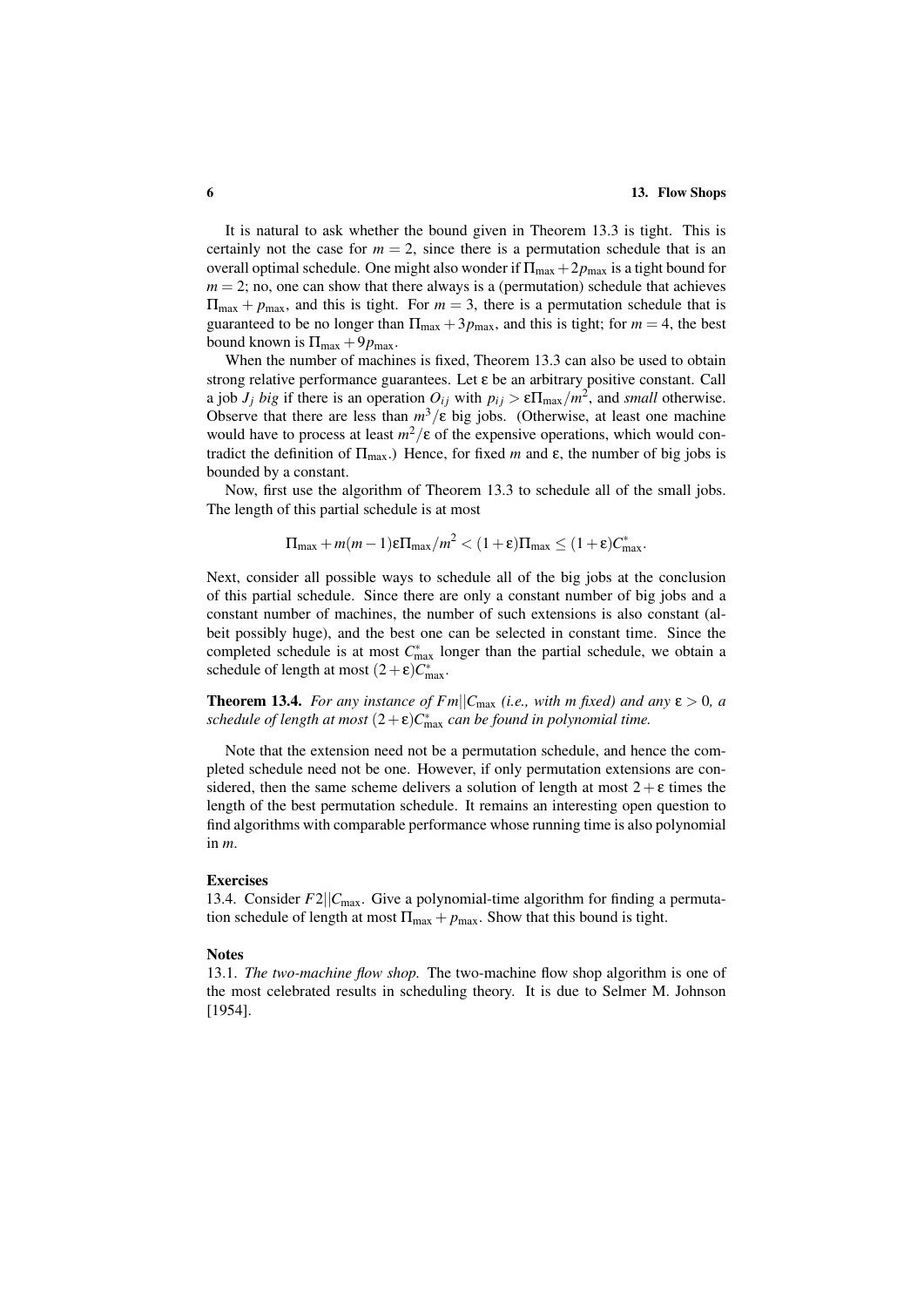It is natural to ask whether the bound given in Theorem 13.3 is tight. This is certainly not the case for $m = 2$, since there is a permutation schedule that is an overall optimal schedule. One might also wonder if $\Pi_{\max} + 2p_{\max}$ is a tight bound for $m = 2$; no, one can show that there always is a (permutation) schedule that achieves $\Pi_{\max} + p_{\max}$, and this is tight. For $m = 3$, there is a permutation schedule that is guaranteed to be no longer than $\Pi_{\max} + 3p_{\max}$, and this is tight; for $m = 4$, the best bound known is $\Pi_{\max} + 9p_{\max}$.

When the number of machines is fixed, Theorem 13.3 can also be used to obtain strong relative performance guarantees. Let $\varepsilon$ be an arbitrary positive constant. Call a job $J_j$ *big* if there is an operation $O_{ij}$ with $p_{ij} > \varepsilon\Pi_{\max}/m^2$, and *small* otherwise. Observe that there are less than $m^3/\varepsilon$ big jobs. (Otherwise, at least one machine would have to process at least $m^2/\varepsilon$ of the expensive operations, which would contradict the definition of $\Pi_{\max}$.) Hence, for fixed $m$ and $\varepsilon$, the number of big jobs is bounded by a constant.

Now, first use the algorithm of Theorem 13.3 to schedule all of the small jobs. The length of this partial schedule is at most

$$\Pi_{\max} + m(m-1)\varepsilon\Pi_{\max}/m^2 < (1+\varepsilon)\Pi_{\max} \leq (1+\varepsilon)C^*_{\max}.$$

Next, consider all possible ways to schedule all of the big jobs at the conclusion of this partial schedule. Since there are only a constant number of big jobs and a constant number of machines, the number of such extensions is also constant (albeit possibly huge), and the best one can be selected in constant time. Since the completed schedule is at most $C^*_{\max}$ longer than the partial schedule, we obtain a schedule of length at most $(2+\varepsilon)C^*_{\max}$.

**Theorem 13.4.** *For any instance of $Fm||C_{\max}$ (i.e., with $m$ fixed) and any $\varepsilon > 0$, a schedule of length at most $(2+\varepsilon)C^*_{\max}$ can be found in polynomial time.*

Note that the extension need not be a permutation schedule, and hence the completed schedule need not be one. However, if only permutation extensions are considered, then the same scheme delivers a solution of length at most $2+\varepsilon$ times the length of the best permutation schedule. It remains an interesting open question to find algorithms with comparable performance whose running time is also polynomial in $m$.

**Exercises**

13.4. Consider $F2||C_{\max}$. Give a polynomial-time algorithm for finding a permutation schedule of length at most $\Pi_{\max} + p_{\max}$. Show that this bound is tight.

**Notes**

13.1. *The two-machine flow shop.* The two-machine flow shop algorithm is one of the most celebrated results in scheduling theory. It is due to Selmer M. Johnson [1954].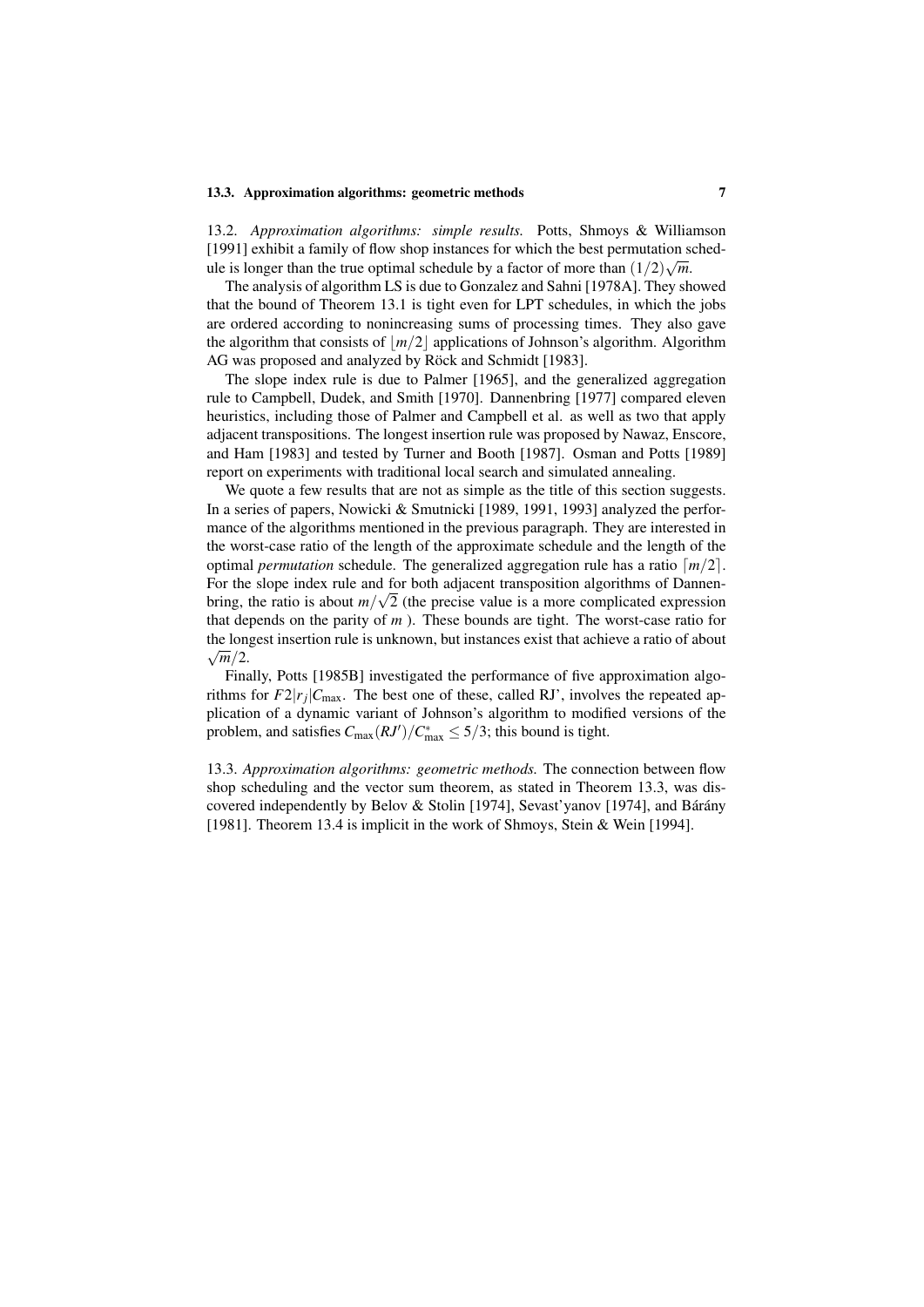13.2. *Approximation algorithms: simple results.* Potts, Shmoys & Williamson [1991] exhibit a family of flow shop instances for which the best permutation schedule is longer than the true optimal schedule by a factor of more than $(1/2)\sqrt{m}$.

The analysis of algorithm LS is due to Gonzalez and Sahni [1978A]. They showed that the bound of Theorem 13.1 is tight even for LPT schedules, in which the jobs are ordered according to nonincreasing sums of processing times. They also gave the algorithm that consists of $\lfloor m/2 \rfloor$ applications of Johnson's algorithm. Algorithm AG was proposed and analyzed by Röck and Schmidt [1983].

The slope index rule is due to Palmer [1965], and the generalized aggregation rule to Campbell, Dudek, and Smith [1970]. Dannenbring [1977] compared eleven heuristics, including those of Palmer and Campbell et al. as well as two that apply adjacent transpositions. The longest insertion rule was proposed by Nawaz, Enscore, and Ham [1983] and tested by Turner and Booth [1987]. Osman and Potts [1989] report on experiments with traditional local search and simulated annealing.

We quote a few results that are not as simple as the title of this section suggests. In a series of papers, Nowicki & Smutnicki [1989, 1991, 1993] analyzed the performance of the algorithms mentioned in the previous paragraph. They are interested in the worst-case ratio of the length of the approximate schedule and the length of the optimal *permutation* schedule. The generalized aggregation rule has a ratio $\lceil m/2 \rceil$. For the slope index rule and for both adjacent transposition algorithms of Dannenbring, the ratio is about $m/\sqrt{2}$ (the precise value is a more complicated expression that depends on the parity of $m$ ). These bounds are tight. The worst-case ratio for the longest insertion rule is unknown, but instances exist that achieve a ratio of about $\sqrt{m}/2$.

Finally, Potts [1985B] investigated the performance of five approximation algorithms for $F2|r_j|C_{\max}$. The best one of these, called RJ', involves the repeated application of a dynamic variant of Johnson's algorithm to modified versions of the problem, and satisfies $C_{\max}(RJ')/C^*_{\max} \leq 5/3$; this bound is tight.

13.3. *Approximation algorithms: geometric methods.* The connection between flow shop scheduling and the vector sum theorem, as stated in Theorem 13.3, was discovered independently by Belov & Stolin [1974], Sevast'yanov [1974], and Bárány [1981]. Theorem 13.4 is implicit in the work of Shmoys, Stein & Wein [1994].